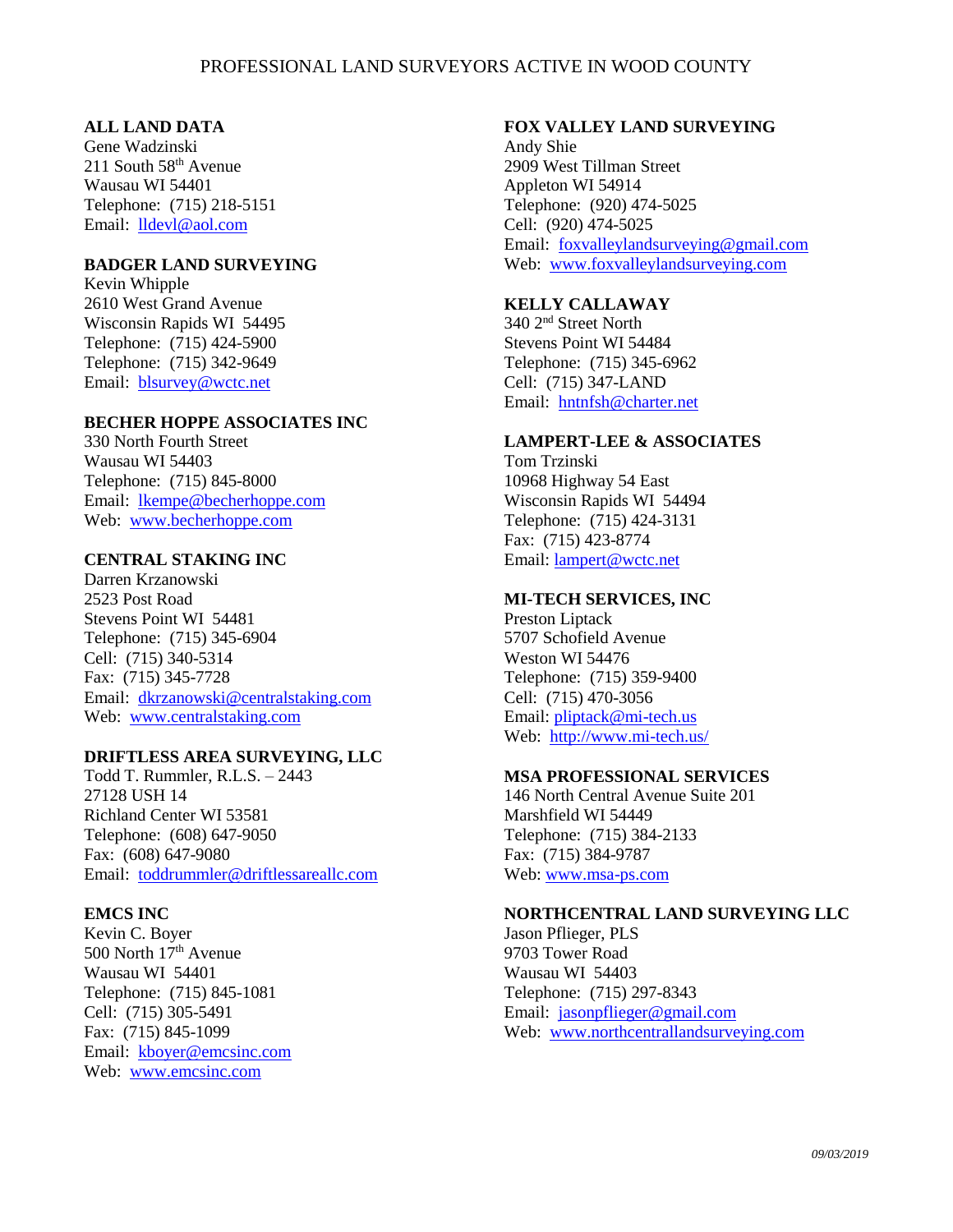# PROFESSIONAL LAND SURVEYORS ACTIVE IN WOOD COUNTY

**ALL LAND DATA**
Gene Wadzinski
211 South 58th Avenue
Wausau WI 54401
Telephone: (715) 218-5151
Email: lldevl@aol.com

**BADGER LAND SURVEYING**
Kevin Whipple
2610 West Grand Avenue
Wisconsin Rapids WI 54495
Telephone: (715) 424-5900
Telephone: (715) 342-9649
Email: blsurvey@wctc.net

**BECHER HOPPE ASSOCIATES INC**
330 North Fourth Street
Wausau WI 54403
Telephone: (715) 845-8000
Email: lkempe@becherhoppe.com
Web: www.becherhoppe.com

**CENTRAL STAKING INC**
Darren Krzanowski
2523 Post Road
Stevens Point WI 54481
Telephone: (715) 345-6904
Cell: (715) 340-5314
Fax: (715) 345-7728
Email: dkrzanowski@centralstaking.com
Web: www.centralstaking.com

**DRIFTLESS AREA SURVEYING, LLC**
Todd T. Rummler, R.L.S. – 2443
27128 USH 14
Richland Center WI 53581
Telephone: (608) 647-9050
Fax: (608) 647-9080
Email: toddrummler@driftlessareallc.com

**EMCS INC**
Kevin C. Boyer
500 North 17th Avenue
Wausau WI 54401
Telephone: (715) 845-1081
Cell: (715) 305-5491
Fax: (715) 845-1099
Email: kboyer@emcsinc.com
Web: www.emcsinc.com

**FOX VALLEY LAND SURVEYING**
Andy Shie
2909 West Tillman Street
Appleton WI 54914
Telephone: (920) 474-5025
Cell: (920) 474-5025
Email: foxvalleylandsurveying@gmail.com
Web: www.foxvalleylandsurveying.com

**KELLY CALLAWAY**
340 2nd Street North
Stevens Point WI 54484
Telephone: (715) 345-6962
Cell: (715) 347-LAND
Email: hntnfsh@charter.net

**LAMPERT-LEE & ASSOCIATES**
Tom Trzinski
10968 Highway 54 East
Wisconsin Rapids WI 54494
Telephone: (715) 424-3131
Fax: (715) 423-8774
Email: lampert@wctc.net

**MI-TECH SERVICES, INC**
Preston Liptack
5707 Schofield Avenue
Weston WI 54476
Telephone: (715) 359-9400
Cell: (715) 470-3056
Email: pliptack@mi-tech.us
Web: http://www.mi-tech.us/

**MSA PROFESSIONAL SERVICES**
146 North Central Avenue Suite 201
Marshfield WI 54449
Telephone: (715) 384-2133
Fax: (715) 384-9787
Web: www.msa-ps.com

**NORTHCENTRAL LAND SURVEYING LLC**
Jason Pflieger, PLS
9703 Tower Road
Wausau WI 54403
Telephone: (715) 297-8343
Email: jasonpflieger@gmail.com
Web: www.northcentrallandsurveying.com

*09/03/2019*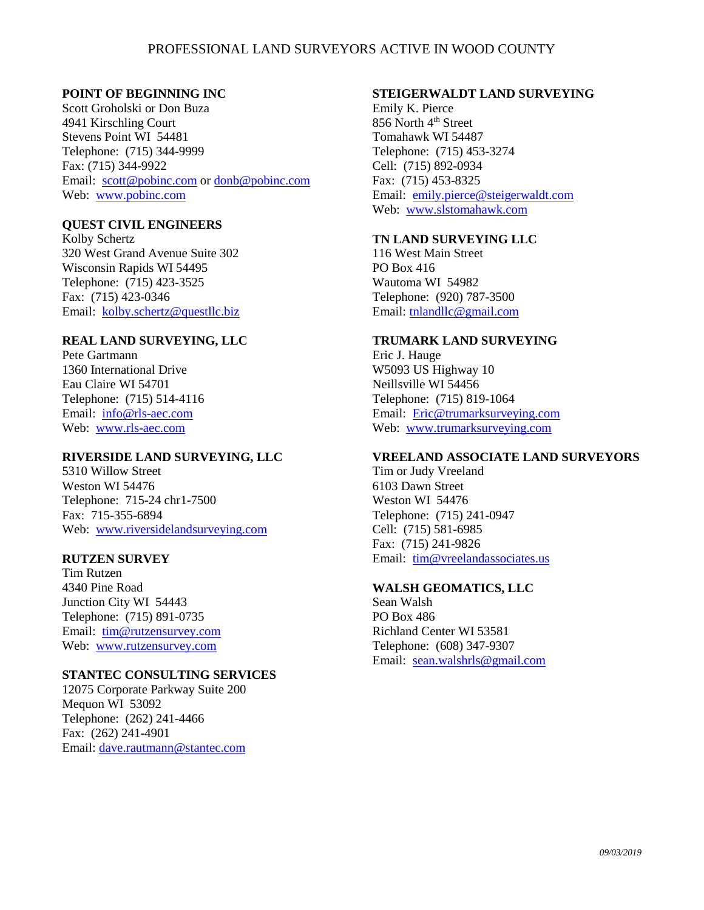PROFESSIONAL LAND SURVEYORS ACTIVE IN WOOD COUNTY

**POINT OF BEGINNING INC**
Scott Groholski or Don Buza
4941 Kirschling Court
Stevens Point WI 54481
Telephone: (715) 344-9999
Fax: (715) 344-9922
Email: scott@pobinc.com or donb@pobinc.com
Web: www.pobinc.com

**QUEST CIVIL ENGINEERS**
Kolby Schertz
320 West Grand Avenue Suite 302
Wisconsin Rapids WI 54495
Telephone: (715) 423-3525
Fax: (715) 423-0346
Email: kolby.schertz@questllc.biz

**REAL LAND SURVEYING, LLC**
Pete Gartmann
1360 International Drive
Eau Claire WI 54701
Telephone: (715) 514-4116
Email: info@rls-aec.com
Web: www.rls-aec.com

**RIVERSIDE LAND SURVEYING, LLC**
5310 Willow Street
Weston WI 54476
Telephone: 715-24 chr1-7500
Fax: 715-355-6894
Web: www.riversidelandsurveying.com

**RUTZEN SURVEY**
Tim Rutzen
4340 Pine Road
Junction City WI 54443
Telephone: (715) 891-0735
Email: tim@rutzensurvey.com
Web: www.rutzensurvey.com

**STANTEC CONSULTING SERVICES**
12075 Corporate Parkway Suite 200
Mequon WI 53092
Telephone: (262) 241-4466
Fax: (262) 241-4901
Email: dave.rautmann@stantec.com

**STEIGERWALDT LAND SURVEYING**
Emily K. Pierce
856 North 4th Street
Tomahawk WI 54487
Telephone: (715) 453-3274
Cell: (715) 892-0934
Fax: (715) 453-8325
Email: emily.pierce@steigerwaldt.com
Web: www.slstomahawk.com

**TN LAND SURVEYING LLC**
116 West Main Street
PO Box 416
Wautoma WI 54982
Telephone: (920) 787-3500
Email: tnlandllc@gmail.com

**TRUMARK LAND SURVEYING**
Eric J. Hauge
W5093 US Highway 10
Neillsville WI 54456
Telephone: (715) 819-1064
Email: Eric@trumarksurveying.com
Web: www.trumarksurveying.com

**VREELAND ASSOCIATE LAND SURVEYORS**
Tim or Judy Vreeland
6103 Dawn Street
Weston WI 54476
Telephone: (715) 241-0947
Cell: (715) 581-6985
Fax: (715) 241-9826
Email: tim@vreelandassociates.us

**WALSH GEOMATICS, LLC**
Sean Walsh
PO Box 486
Richland Center WI 53581
Telephone: (608) 347-9307
Email: sean.walshrls@gmail.com

*09/03/2019*